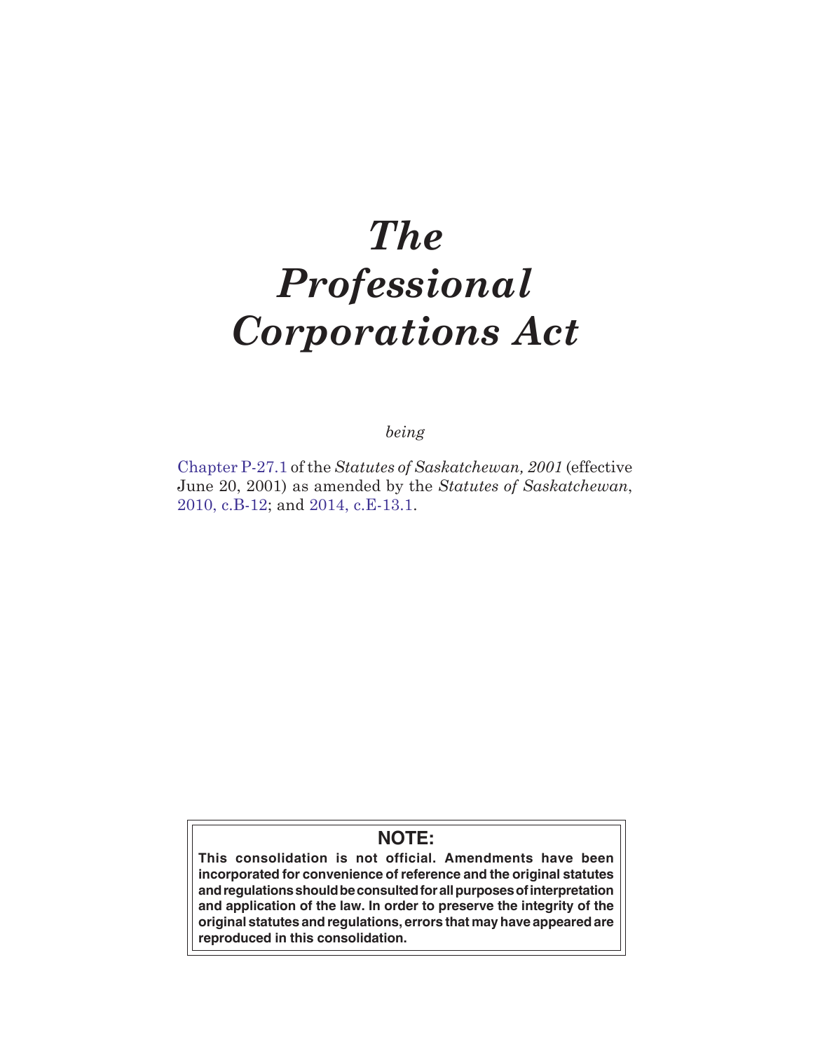# *The Professional Corporations Act*

*being*

Chapter P-27.1 of the *Statutes of Saskatchewan, 2001* (effective June 20, 2001) as amended by the *Statutes of Saskatchewan*, 2010, c.B-12; and 2014, c.E-13.1.

**NOTE:**

**This consolidation is not official. Amendments have been incorporated for convenience of reference and the original statutes and regulations should be consulted for all purposes of interpretation and application of the law. In order to preserve the integrity of the original statutes and regulations, errors that may have appeared are reproduced in this consolidation.**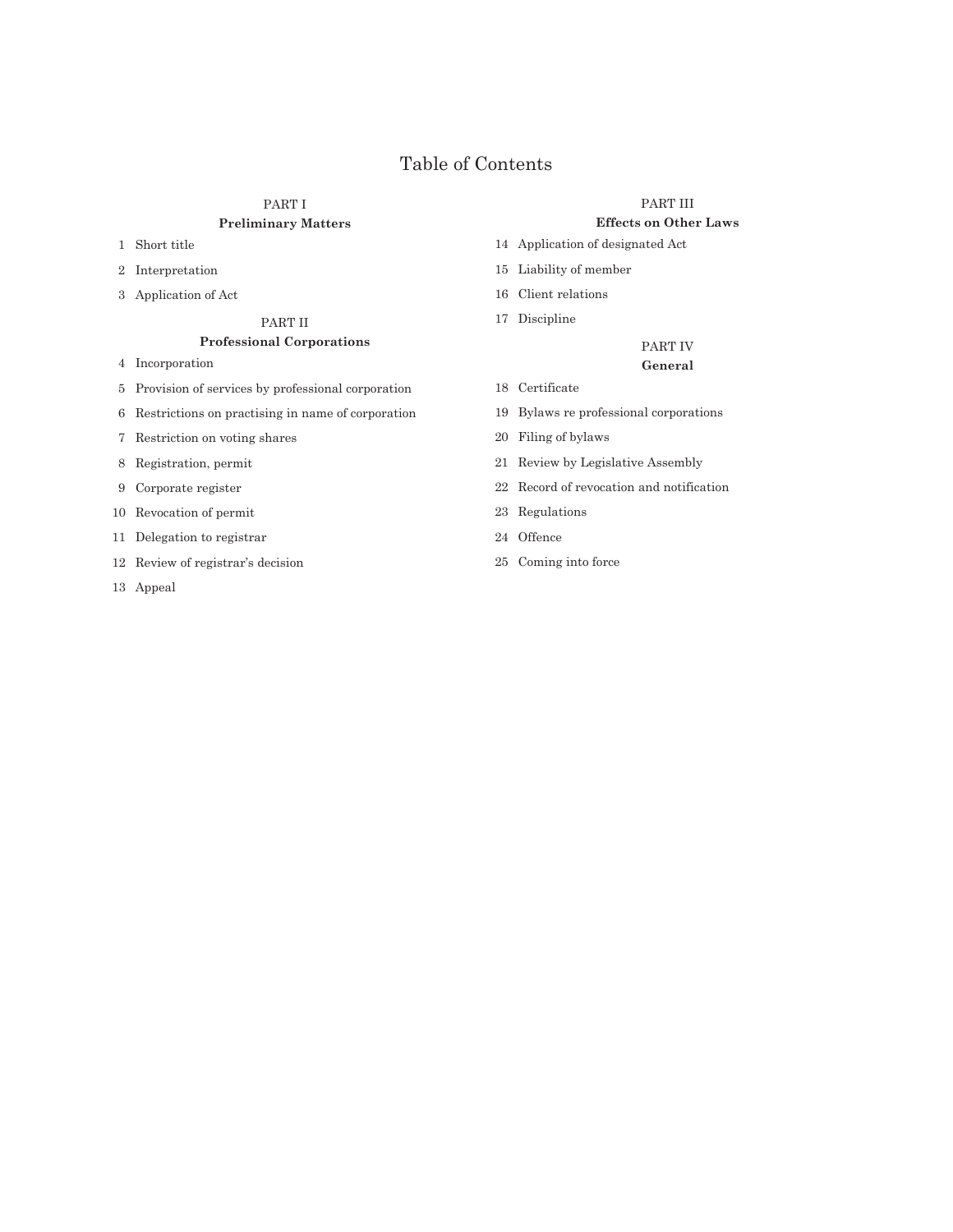# Table of Contents

## PART I
### Preliminary Matters

1 Short title

2 Interpretation

3 Application of Act

## PART II
### Professional Corporations

4 Incorporation

5 Provision of services by professional corporation

6 Restrictions on practising in name of corporation

7 Restriction on voting shares

8 Registration, permit

9 Corporate register

10 Revocation of permit

11 Delegation to registrar

12 Review of registrar's decision

13 Appeal

## PART III
### Effects on Other Laws

14 Application of designated Act

15 Liability of member

16 Client relations

17 Discipline

## PART IV
### General

18 Certificate

19 Bylaws re professional corporations

20 Filing of bylaws

21 Review by Legislative Assembly

22 Record of revocation and notification

23 Regulations

24 Offence

25 Coming into force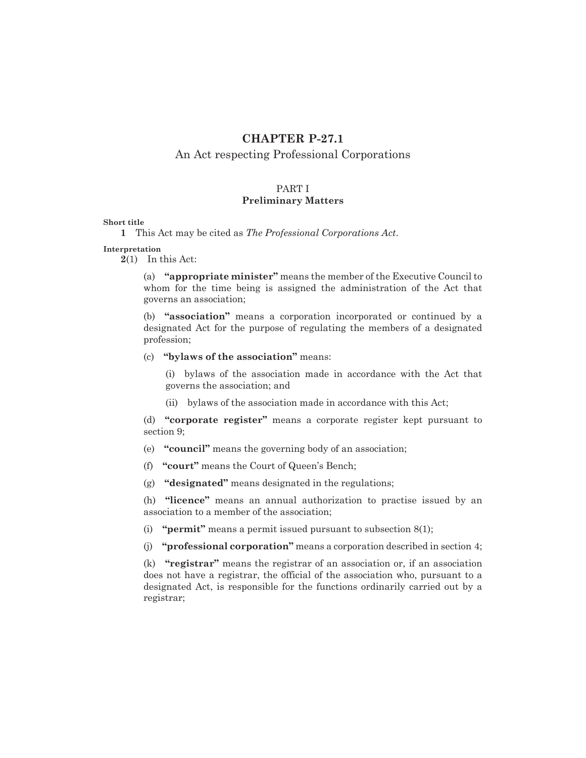# CHAPTER P-27.1

An Act respecting Professional Corporations

## PART I
**Preliminary Matters**

**Short title**

**1** This Act may be cited as *The Professional Corporations Act*.

**Interpretation**

**2**(1) In this Act:

(a) **"appropriate minister"** means the member of the Executive Council to whom for the time being is assigned the administration of the Act that governs an association;

(b) **"association"** means a corporation incorporated or continued by a designated Act for the purpose of regulating the members of a designated profession;

(c) **"bylaws of the association"** means:

(i) bylaws of the association made in accordance with the Act that governs the association; and

(ii) bylaws of the association made in accordance with this Act;

(d) **"corporate register"** means a corporate register kept pursuant to section 9;

(e) **"council"** means the governing body of an association;

(f) **"court"** means the Court of Queen's Bench;

(g) **"designated"** means designated in the regulations;

(h) **"licence"** means an annual authorization to practise issued by an association to a member of the association;

(i) **"permit"** means a permit issued pursuant to subsection 8(1);

(j) **"professional corporation"** means a corporation described in section 4;

(k) **"registrar"** means the registrar of an association or, if an association does not have a registrar, the official of the association who, pursuant to a designated Act, is responsible for the functions ordinarily carried out by a registrar;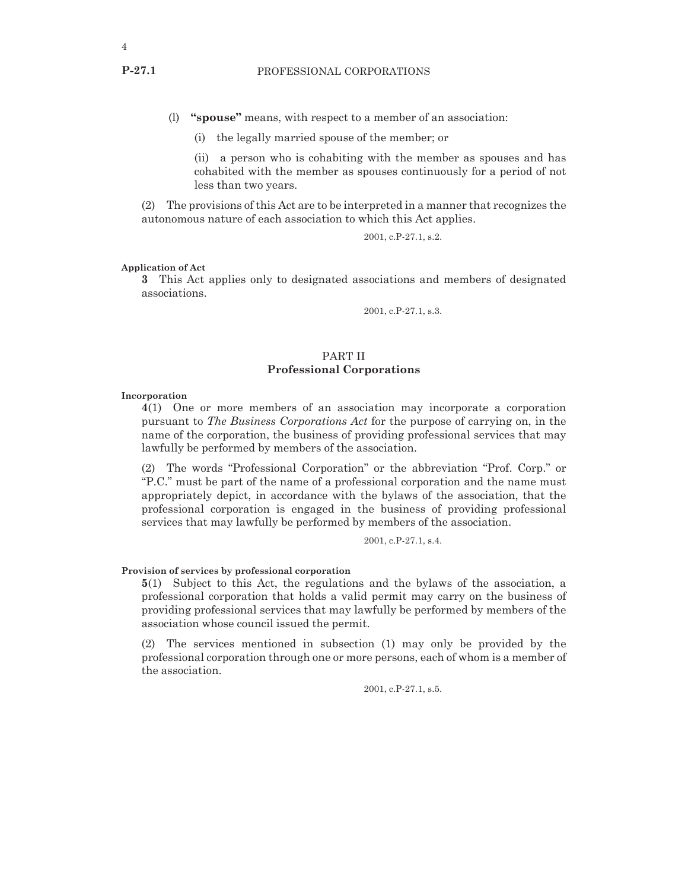(l) **"spouse"** means, with respect to a member of an association:

(i) the legally married spouse of the member; or

(ii) a person who is cohabiting with the member as spouses and has cohabited with the member as spouses continuously for a period of not less than two years.

(2) The provisions of this Act are to be interpreted in a manner that recognizes the autonomous nature of each association to which this Act applies.

2001, c.P-27.1, s.2.

**Application of Act**

**3** This Act applies only to designated associations and members of designated associations.

2001, c.P-27.1, s.3.

## PART II
## Professional Corporations

**Incorporation**

**4**(1) One or more members of an association may incorporate a corporation pursuant to *The Business Corporations Act* for the purpose of carrying on, in the name of the corporation, the business of providing professional services that may lawfully be performed by members of the association.

(2) The words "Professional Corporation" or the abbreviation "Prof. Corp." or "P.C." must be part of the name of a professional corporation and the name must appropriately depict, in accordance with the bylaws of the association, that the professional corporation is engaged in the business of providing professional services that may lawfully be performed by members of the association.

2001, c.P-27.1, s.4.

**Provision of services by professional corporation**

**5**(1) Subject to this Act, the regulations and the bylaws of the association, a professional corporation that holds a valid permit may carry on the business of providing professional services that may lawfully be performed by members of the association whose council issued the permit.

(2) The services mentioned in subsection (1) may only be provided by the professional corporation through one or more persons, each of whom is a member of the association.

2001, c.P-27.1, s.5.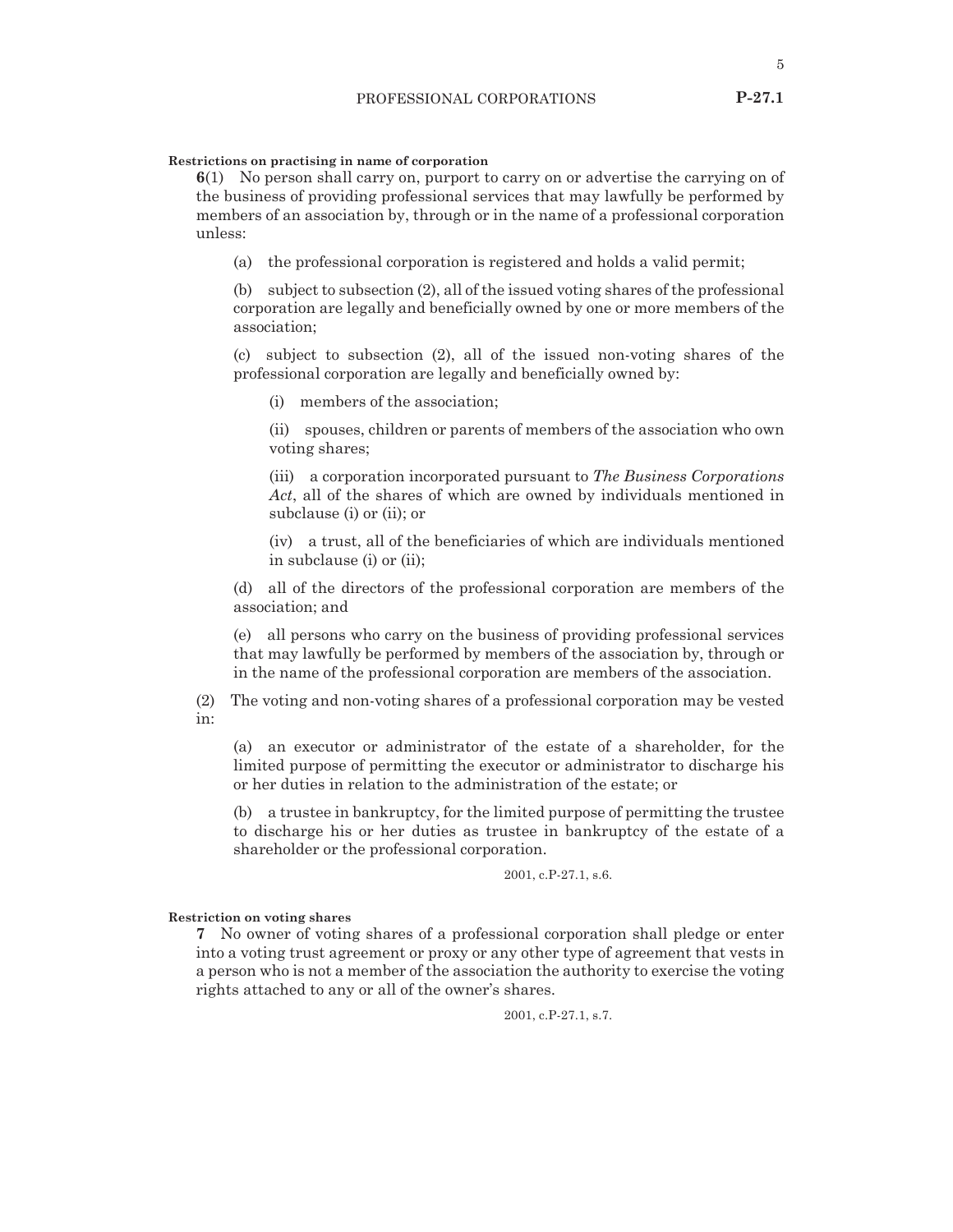**Restrictions on practising in name of corporation**

**6**(1) No person shall carry on, purport to carry on or advertise the carrying on of the business of providing professional services that may lawfully be performed by members of an association by, through or in the name of a professional corporation unless:

(a) the professional corporation is registered and holds a valid permit;

(b) subject to subsection (2), all of the issued voting shares of the professional corporation are legally and beneficially owned by one or more members of the association;

(c) subject to subsection (2), all of the issued non-voting shares of the professional corporation are legally and beneficially owned by:

(i) members of the association;

(ii) spouses, children or parents of members of the association who own voting shares;

(iii) a corporation incorporated pursuant to *The Business Corporations Act*, all of the shares of which are owned by individuals mentioned in subclause (i) or (ii); or

(iv) a trust, all of the beneficiaries of which are individuals mentioned in subclause (i) or (ii);

(d) all of the directors of the professional corporation are members of the association; and

(e) all persons who carry on the business of providing professional services that may lawfully be performed by members of the association by, through or in the name of the professional corporation are members of the association.

(2) The voting and non-voting shares of a professional corporation may be vested in:

(a) an executor or administrator of the estate of a shareholder, for the limited purpose of permitting the executor or administrator to discharge his or her duties in relation to the administration of the estate; or

(b) a trustee in bankruptcy, for the limited purpose of permitting the trustee to discharge his or her duties as trustee in bankruptcy of the estate of a shareholder or the professional corporation.

2001, c.P-27.1, s.6.

**Restriction on voting shares**

**7** No owner of voting shares of a professional corporation shall pledge or enter into a voting trust agreement or proxy or any other type of agreement that vests in a person who is not a member of the association the authority to exercise the voting rights attached to any or all of the owner's shares.

2001, c.P-27.1, s.7.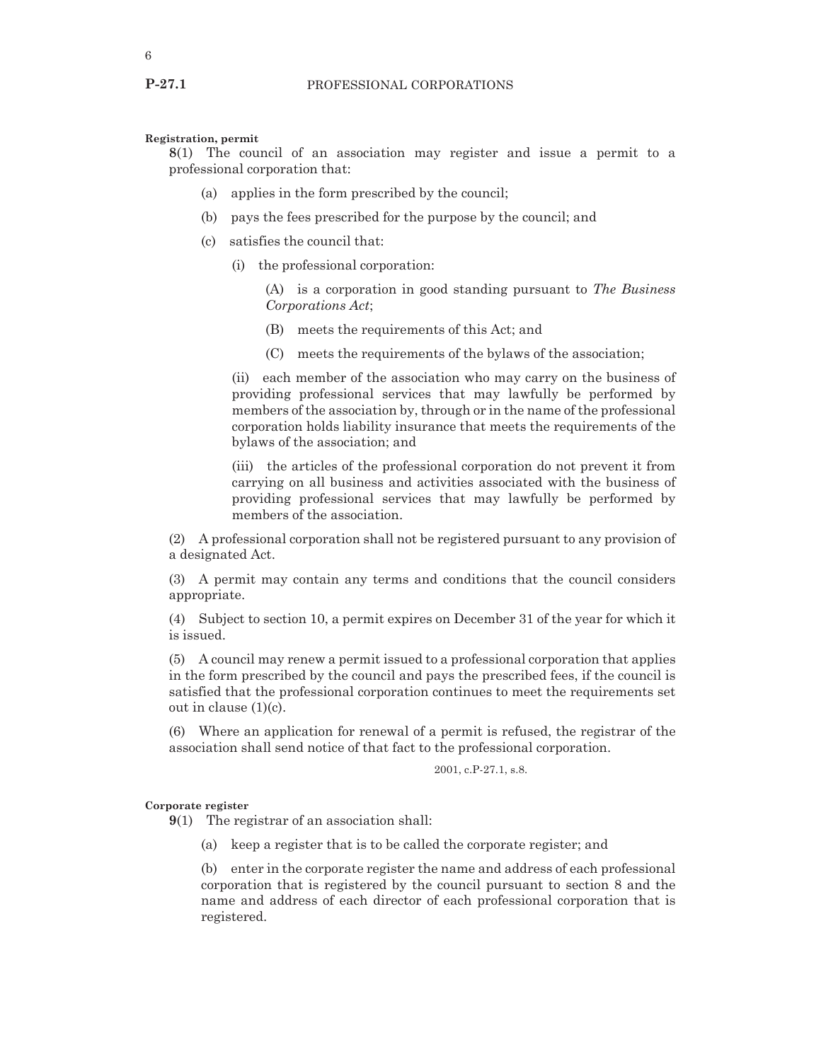**Registration, permit**

**8**(1) The council of an association may register and issue a permit to a professional corporation that:

(a) applies in the form prescribed by the council;

(b) pays the fees prescribed for the purpose by the council; and

(c) satisfies the council that:

(i) the professional corporation:

(A) is a corporation in good standing pursuant to *The Business Corporations Act*;

(B) meets the requirements of this Act; and

(C) meets the requirements of the bylaws of the association;

(ii) each member of the association who may carry on the business of providing professional services that may lawfully be performed by members of the association by, through or in the name of the professional corporation holds liability insurance that meets the requirements of the bylaws of the association; and

(iii) the articles of the professional corporation do not prevent it from carrying on all business and activities associated with the business of providing professional services that may lawfully be performed by members of the association.

(2) A professional corporation shall not be registered pursuant to any provision of a designated Act.

(3) A permit may contain any terms and conditions that the council considers appropriate.

(4) Subject to section 10, a permit expires on December 31 of the year for which it is issued.

(5) A council may renew a permit issued to a professional corporation that applies in the form prescribed by the council and pays the prescribed fees, if the council is satisfied that the professional corporation continues to meet the requirements set out in clause (1)(c).

(6) Where an application for renewal of a permit is refused, the registrar of the association shall send notice of that fact to the professional corporation.

2001, c.P-27.1, s.8.

**Corporate register**

**9**(1) The registrar of an association shall:

(a) keep a register that is to be called the corporate register; and

(b) enter in the corporate register the name and address of each professional corporation that is registered by the council pursuant to section 8 and the name and address of each director of each professional corporation that is registered.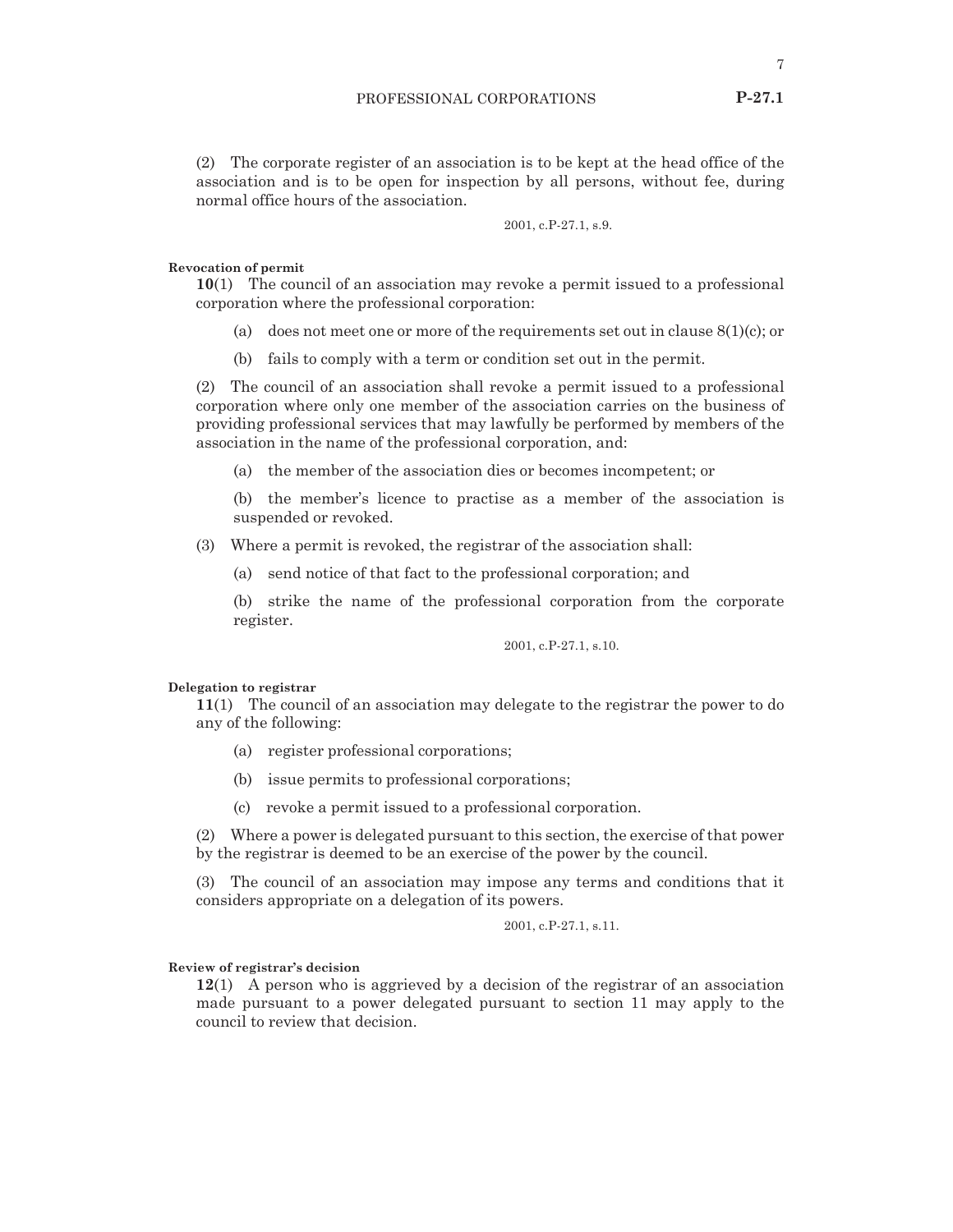(2) The corporate register of an association is to be kept at the head office of the association and is to be open for inspection by all persons, without fee, during normal office hours of the association.

2001, c.P-27.1, s.9.

**Revocation of permit**

**10**(1) The council of an association may revoke a permit issued to a professional corporation where the professional corporation:

(a) does not meet one or more of the requirements set out in clause 8(1)(c); or

(b) fails to comply with a term or condition set out in the permit.

(2) The council of an association shall revoke a permit issued to a professional corporation where only one member of the association carries on the business of providing professional services that may lawfully be performed by members of the association in the name of the professional corporation, and:

(a) the member of the association dies or becomes incompetent; or

(b) the member's licence to practise as a member of the association is suspended or revoked.

(3) Where a permit is revoked, the registrar of the association shall:

(a) send notice of that fact to the professional corporation; and

(b) strike the name of the professional corporation from the corporate register.

2001, c.P-27.1, s.10.

**Delegation to registrar**

**11**(1) The council of an association may delegate to the registrar the power to do any of the following:

(a) register professional corporations;

(b) issue permits to professional corporations;

(c) revoke a permit issued to a professional corporation.

(2) Where a power is delegated pursuant to this section, the exercise of that power by the registrar is deemed to be an exercise of the power by the council.

(3) The council of an association may impose any terms and conditions that it considers appropriate on a delegation of its powers.

2001, c.P-27.1, s.11.

**Review of registrar's decision**

**12**(1) A person who is aggrieved by a decision of the registrar of an association made pursuant to a power delegated pursuant to section 11 may apply to the council to review that decision.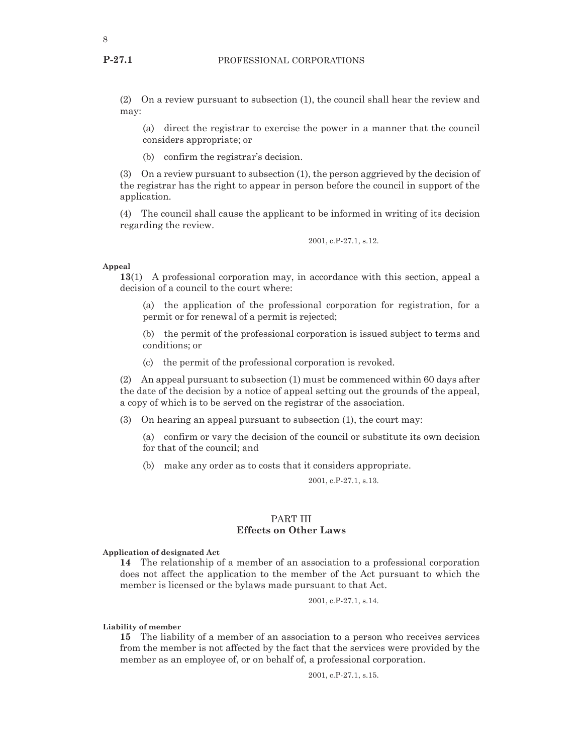(2) On a review pursuant to subsection (1), the council shall hear the review and may:

(a) direct the registrar to exercise the power in a manner that the council considers appropriate; or

(b) confirm the registrar's decision.

(3) On a review pursuant to subsection (1), the person aggrieved by the decision of the registrar has the right to appear in person before the council in support of the application.

(4) The council shall cause the applicant to be informed in writing of its decision regarding the review.

2001, c.P-27.1, s.12.

**Appeal**

**13**(1) A professional corporation may, in accordance with this section, appeal a decision of a council to the court where:

(a) the application of the professional corporation for registration, for a permit or for renewal of a permit is rejected;

(b) the permit of the professional corporation is issued subject to terms and conditions; or

(c) the permit of the professional corporation is revoked.

(2) An appeal pursuant to subsection (1) must be commenced within 60 days after the date of the decision by a notice of appeal setting out the grounds of the appeal, a copy of which is to be served on the registrar of the association.

(3) On hearing an appeal pursuant to subsection (1), the court may:

(a) confirm or vary the decision of the council or substitute its own decision for that of the council; and

(b) make any order as to costs that it considers appropriate.

2001, c.P-27.1, s.13.

## PART III
## Effects on Other Laws

**Application of designated Act**

**14** The relationship of a member of an association to a professional corporation does not affect the application to the member of the Act pursuant to which the member is licensed or the bylaws made pursuant to that Act.

2001, c.P-27.1, s.14.

**Liability of member**

**15** The liability of a member of an association to a person who receives services from the member is not affected by the fact that the services were provided by the member as an employee of, or on behalf of, a professional corporation.

2001, c.P-27.1, s.15.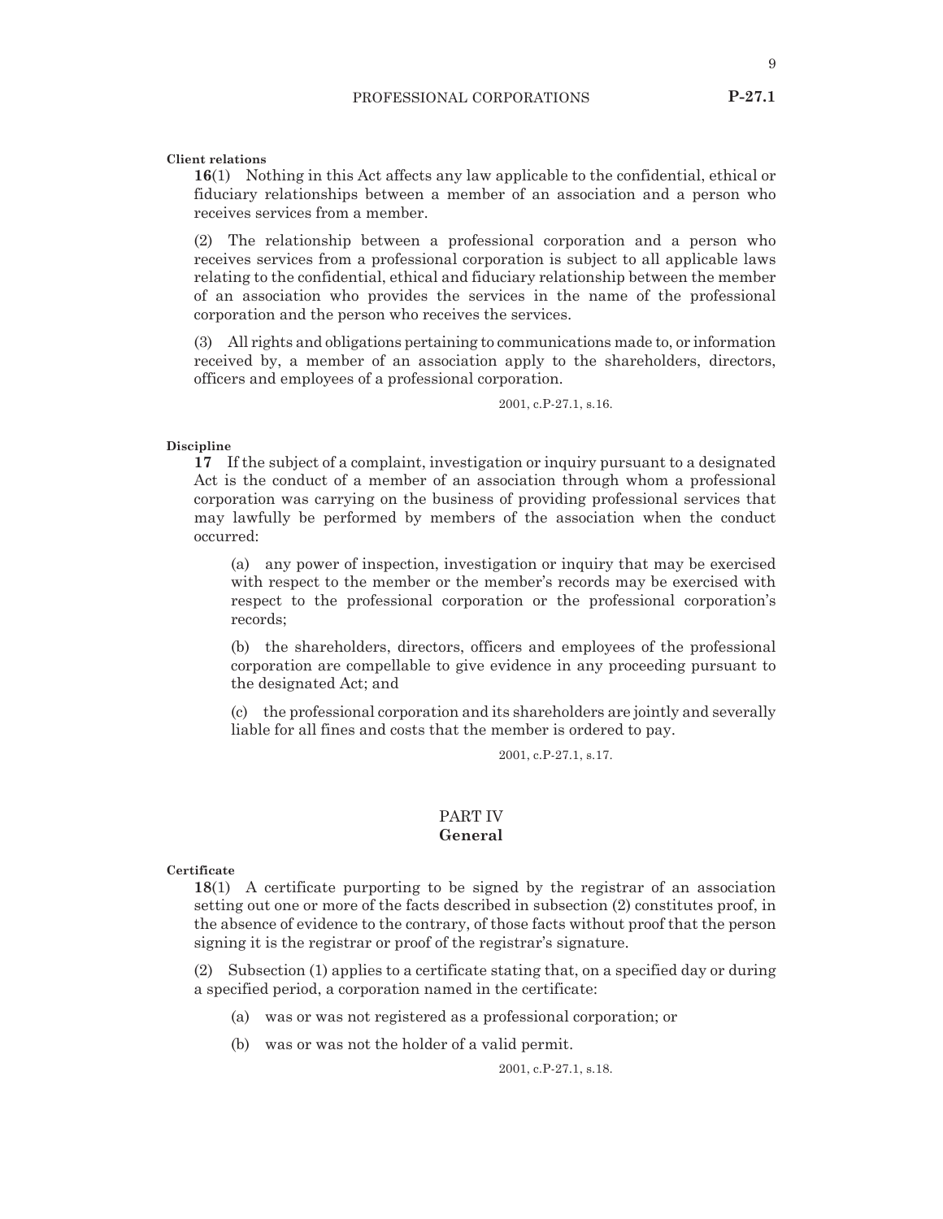**Client relations**

**16**(1) Nothing in this Act affects any law applicable to the confidential, ethical or fiduciary relationships between a member of an association and a person who receives services from a member.

(2) The relationship between a professional corporation and a person who receives services from a professional corporation is subject to all applicable laws relating to the confidential, ethical and fiduciary relationship between the member of an association who provides the services in the name of the professional corporation and the person who receives the services.

(3) All rights and obligations pertaining to communications made to, or information received by, a member of an association apply to the shareholders, directors, officers and employees of a professional corporation.

2001, c.P-27.1, s.16.

**Discipline**

**17** If the subject of a complaint, investigation or inquiry pursuant to a designated Act is the conduct of a member of an association through whom a professional corporation was carrying on the business of providing professional services that may lawfully be performed by members of the association when the conduct occurred:

(a) any power of inspection, investigation or inquiry that may be exercised with respect to the member or the member's records may be exercised with respect to the professional corporation or the professional corporation's records;

(b) the shareholders, directors, officers and employees of the professional corporation are compellable to give evidence in any proceeding pursuant to the designated Act; and

(c) the professional corporation and its shareholders are jointly and severally liable for all fines and costs that the member is ordered to pay.

2001, c.P-27.1, s.17.

## PART IV
## General

**Certificate**

**18**(1) A certificate purporting to be signed by the registrar of an association setting out one or more of the facts described in subsection (2) constitutes proof, in the absence of evidence to the contrary, of those facts without proof that the person signing it is the registrar or proof of the registrar's signature.

(2) Subsection (1) applies to a certificate stating that, on a specified day or during a specified period, a corporation named in the certificate:

(a) was or was not registered as a professional corporation; or

(b) was or was not the holder of a valid permit.

2001, c.P-27.1, s.18.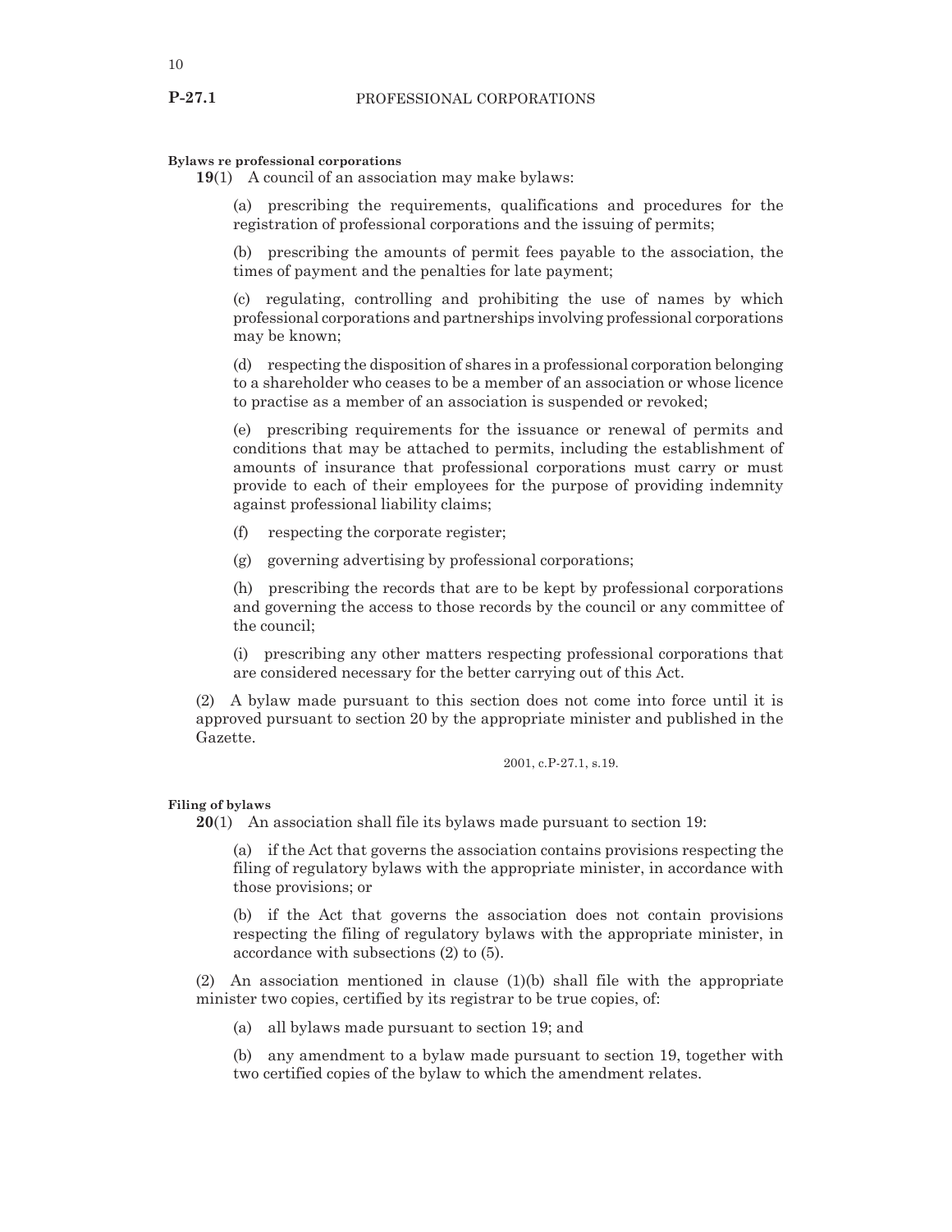**Bylaws re professional corporations**

**19**(1) A council of an association may make bylaws:

(a) prescribing the requirements, qualifications and procedures for the registration of professional corporations and the issuing of permits;

(b) prescribing the amounts of permit fees payable to the association, the times of payment and the penalties for late payment;

(c) regulating, controlling and prohibiting the use of names by which professional corporations and partnerships involving professional corporations may be known;

(d) respecting the disposition of shares in a professional corporation belonging to a shareholder who ceases to be a member of an association or whose licence to practise as a member of an association is suspended or revoked;

(e) prescribing requirements for the issuance or renewal of permits and conditions that may be attached to permits, including the establishment of amounts of insurance that professional corporations must carry or must provide to each of their employees for the purpose of providing indemnity against professional liability claims;

(f) respecting the corporate register;

(g) governing advertising by professional corporations;

(h) prescribing the records that are to be kept by professional corporations and governing the access to those records by the council or any committee of the council;

(i) prescribing any other matters respecting professional corporations that are considered necessary for the better carrying out of this Act.

(2) A bylaw made pursuant to this section does not come into force until it is approved pursuant to section 20 by the appropriate minister and published in the Gazette.

2001, c.P-27.1, s.19.

**Filing of bylaws**

**20**(1) An association shall file its bylaws made pursuant to section 19:

(a) if the Act that governs the association contains provisions respecting the filing of regulatory bylaws with the appropriate minister, in accordance with those provisions; or

(b) if the Act that governs the association does not contain provisions respecting the filing of regulatory bylaws with the appropriate minister, in accordance with subsections (2) to (5).

(2) An association mentioned in clause (1)(b) shall file with the appropriate minister two copies, certified by its registrar to be true copies, of:

(a) all bylaws made pursuant to section 19; and

(b) any amendment to a bylaw made pursuant to section 19, together with two certified copies of the bylaw to which the amendment relates.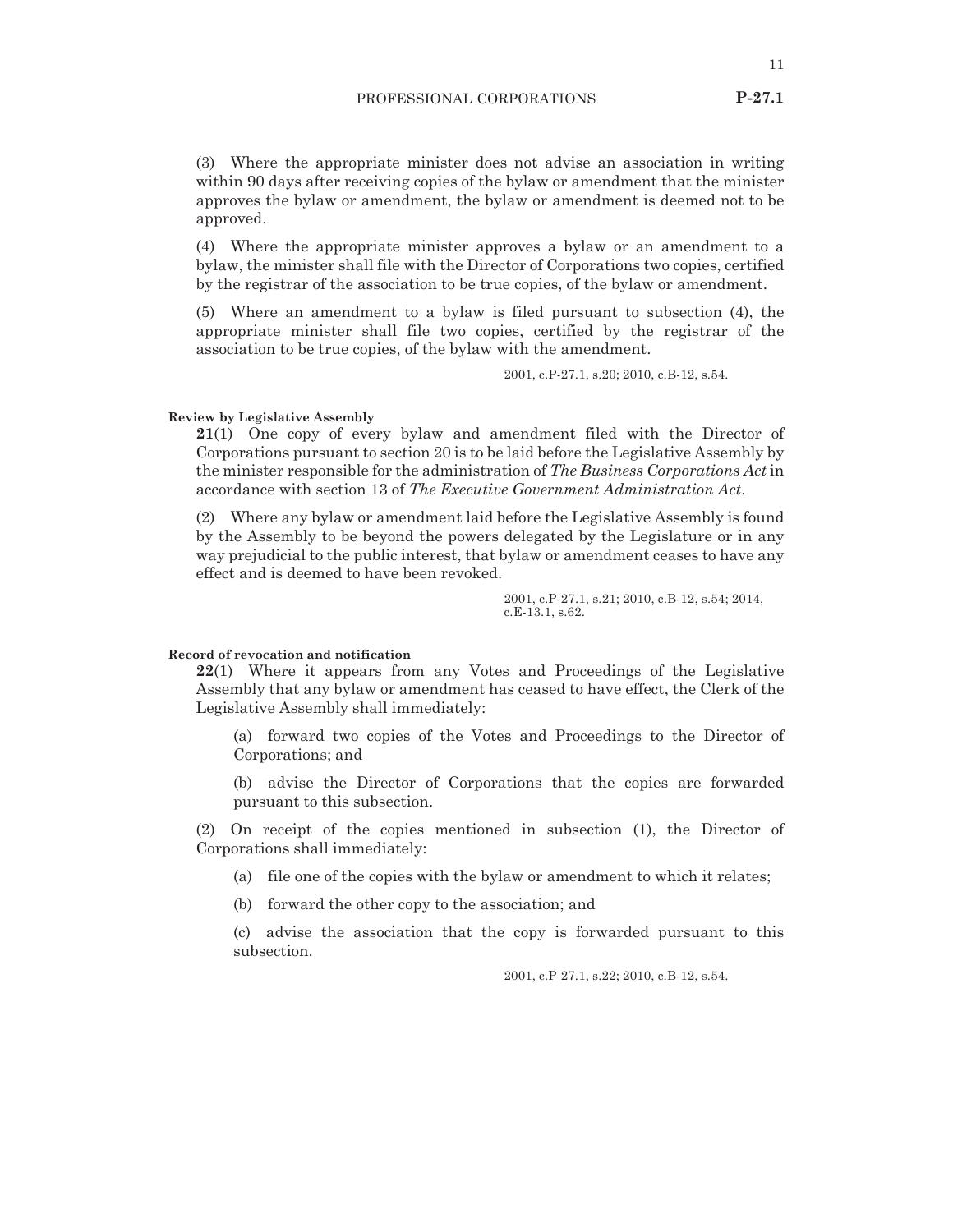(3) Where the appropriate minister does not advise an association in writing within 90 days after receiving copies of the bylaw or amendment that the minister approves the bylaw or amendment, the bylaw or amendment is deemed not to be approved.

(4) Where the appropriate minister approves a bylaw or an amendment to a bylaw, the minister shall file with the Director of Corporations two copies, certified by the registrar of the association to be true copies, of the bylaw or amendment.

(5) Where an amendment to a bylaw is filed pursuant to subsection (4), the appropriate minister shall file two copies, certified by the registrar of the association to be true copies, of the bylaw with the amendment.

2001, c.P-27.1, s.20; 2010, c.B-12, s.54.

**Review by Legislative Assembly**

**21**(1) One copy of every bylaw and amendment filed with the Director of Corporations pursuant to section 20 is to be laid before the Legislative Assembly by the minister responsible for the administration of *The Business Corporations Act* in accordance with section 13 of *The Executive Government Administration Act*.

(2) Where any bylaw or amendment laid before the Legislative Assembly is found by the Assembly to be beyond the powers delegated by the Legislature or in any way prejudicial to the public interest, that bylaw or amendment ceases to have any effect and is deemed to have been revoked.

2001, c.P-27.1, s.21; 2010, c.B-12, s.54; 2014, c.E-13.1, s.62.

**Record of revocation and notification**

**22**(1) Where it appears from any Votes and Proceedings of the Legislative Assembly that any bylaw or amendment has ceased to have effect, the Clerk of the Legislative Assembly shall immediately:

(a) forward two copies of the Votes and Proceedings to the Director of Corporations; and

(b) advise the Director of Corporations that the copies are forwarded pursuant to this subsection.

(2) On receipt of the copies mentioned in subsection (1), the Director of Corporations shall immediately:

(a) file one of the copies with the bylaw or amendment to which it relates;

(b) forward the other copy to the association; and

(c) advise the association that the copy is forwarded pursuant to this subsection.

2001, c.P-27.1, s.22; 2010, c.B-12, s.54.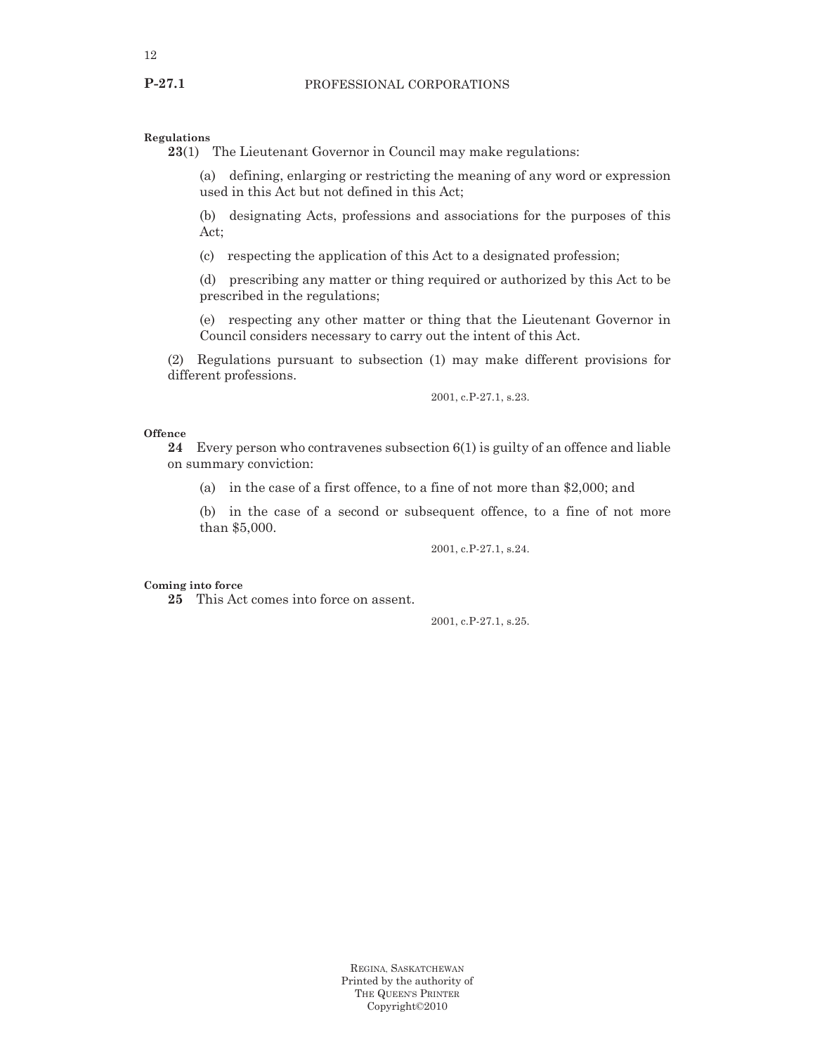**Regulations**

**23**(1) The Lieutenant Governor in Council may make regulations:

(a) defining, enlarging or restricting the meaning of any word or expression used in this Act but not defined in this Act;

(b) designating Acts, professions and associations for the purposes of this Act;

(c) respecting the application of this Act to a designated profession;

(d) prescribing any matter or thing required or authorized by this Act to be prescribed in the regulations;

(e) respecting any other matter or thing that the Lieutenant Governor in Council considers necessary to carry out the intent of this Act.

(2) Regulations pursuant to subsection (1) may make different provisions for different professions.

2001, c.P-27.1, s.23.

**Offence**

**24** Every person who contravenes subsection 6(1) is guilty of an offence and liable on summary conviction:

(a) in the case of a first offence, to a fine of not more than $2,000; and

(b) in the case of a second or subsequent offence, to a fine of not more than $5,000.

2001, c.P-27.1, s.24.

**Coming into force**

**25** This Act comes into force on assent.

2001, c.P-27.1, s.25.

Regina, Saskatchewan
Printed by the authority of
The Queen's Printer
Copyright©2010